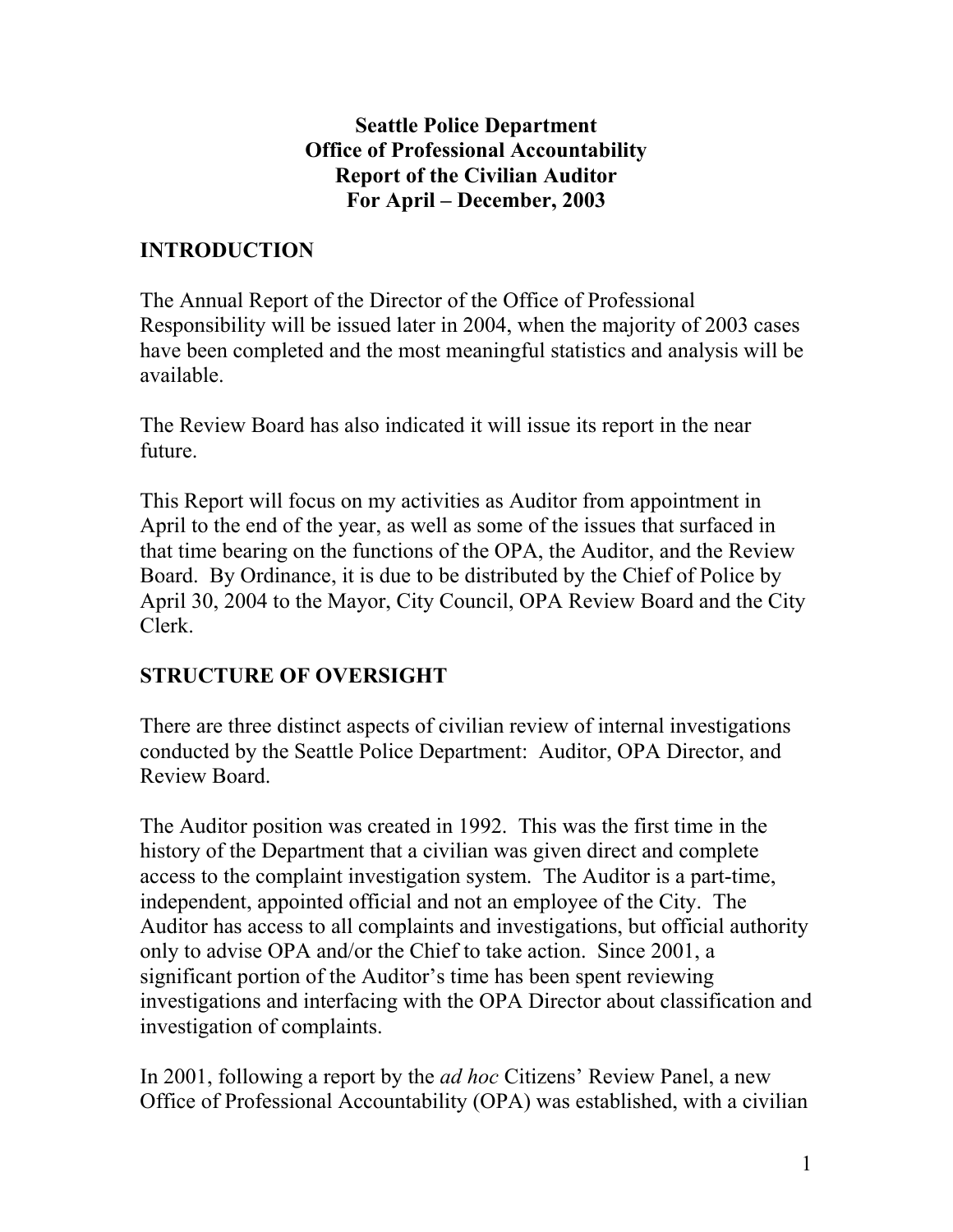**Seattle Police Department**
**Office of Professional Accountability**
**Report of the Civilian Auditor**
**For April – December, 2003**

## INTRODUCTION

The Annual Report of the Director of the Office of Professional Responsibility will be issued later in 2004, when the majority of 2003 cases have been completed and the most meaningful statistics and analysis will be available.

The Review Board has also indicated it will issue its report in the near future.

This Report will focus on my activities as Auditor from appointment in April to the end of the year, as well as some of the issues that surfaced in that time bearing on the functions of the OPA, the Auditor, and the Review Board. By Ordinance, it is due to be distributed by the Chief of Police by April 30, 2004 to the Mayor, City Council, OPA Review Board and the City Clerk.

## STRUCTURE OF OVERSIGHT

There are three distinct aspects of civilian review of internal investigations conducted by the Seattle Police Department: Auditor, OPA Director, and Review Board.

The Auditor position was created in 1992. This was the first time in the history of the Department that a civilian was given direct and complete access to the complaint investigation system. The Auditor is a part-time, independent, appointed official and not an employee of the City. The Auditor has access to all complaints and investigations, but official authority only to advise OPA and/or the Chief to take action. Since 2001, a significant portion of the Auditor's time has been spent reviewing investigations and interfacing with the OPA Director about classification and investigation of complaints.

In 2001, following a report by the *ad hoc* Citizens' Review Panel, a new Office of Professional Accountability (OPA) was established, with a civilian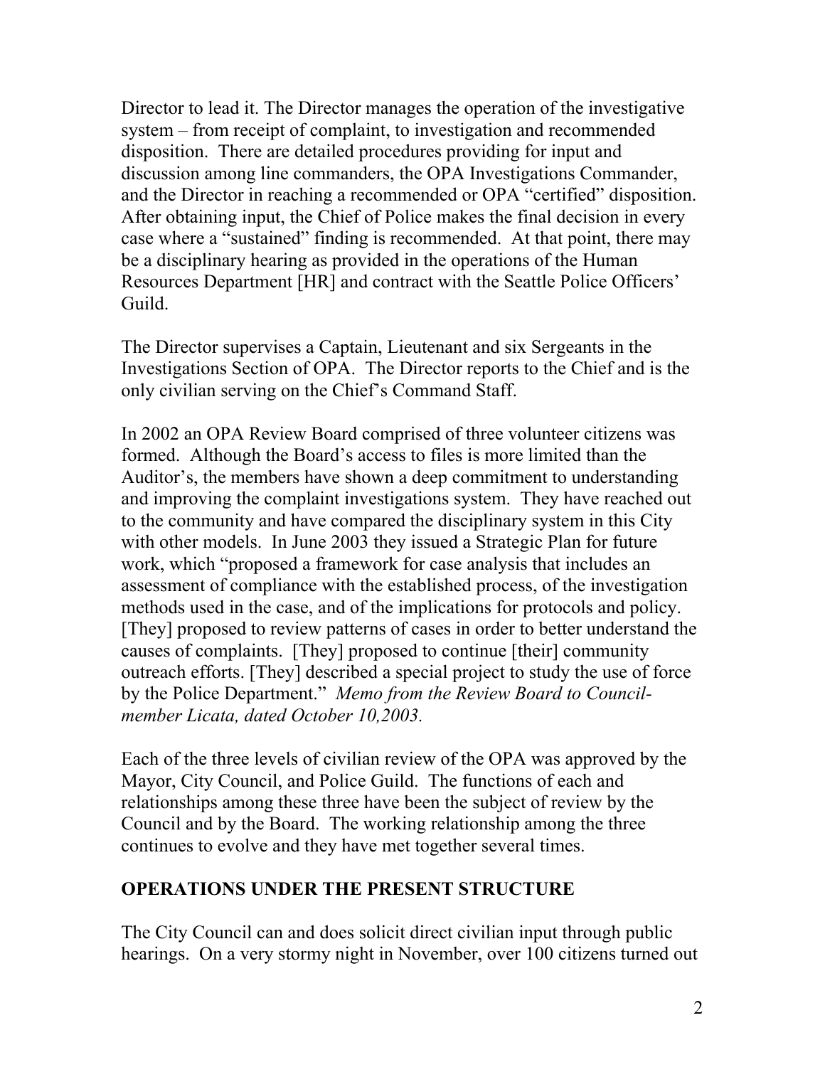Director to lead it. The Director manages the operation of the investigative system – from receipt of complaint, to investigation and recommended disposition. There are detailed procedures providing for input and discussion among line commanders, the OPA Investigations Commander, and the Director in reaching a recommended or OPA "certified" disposition. After obtaining input, the Chief of Police makes the final decision in every case where a "sustained" finding is recommended. At that point, there may be a disciplinary hearing as provided in the operations of the Human Resources Department [HR] and contract with the Seattle Police Officers' Guild.

The Director supervises a Captain, Lieutenant and six Sergeants in the Investigations Section of OPA. The Director reports to the Chief and is the only civilian serving on the Chief's Command Staff.

In 2002 an OPA Review Board comprised of three volunteer citizens was formed. Although the Board's access to files is more limited than the Auditor's, the members have shown a deep commitment to understanding and improving the complaint investigations system. They have reached out to the community and have compared the disciplinary system in this City with other models. In June 2003 they issued a Strategic Plan for future work, which "proposed a framework for case analysis that includes an assessment of compliance with the established process, of the investigation methods used in the case, and of the implications for protocols and policy. [They] proposed to review patterns of cases in order to better understand the causes of complaints. [They] proposed to continue [their] community outreach efforts. [They] described a special project to study the use of force by the Police Department." *Memo from the Review Board to Council-member Licata, dated October 10,2003.*

Each of the three levels of civilian review of the OPA was approved by the Mayor, City Council, and Police Guild. The functions of each and relationships among these three have been the subject of review by the Council and by the Board. The working relationship among the three continues to evolve and they have met together several times.

## OPERATIONS UNDER THE PRESENT STRUCTURE

The City Council can and does solicit direct civilian input through public hearings. On a very stormy night in November, over 100 citizens turned out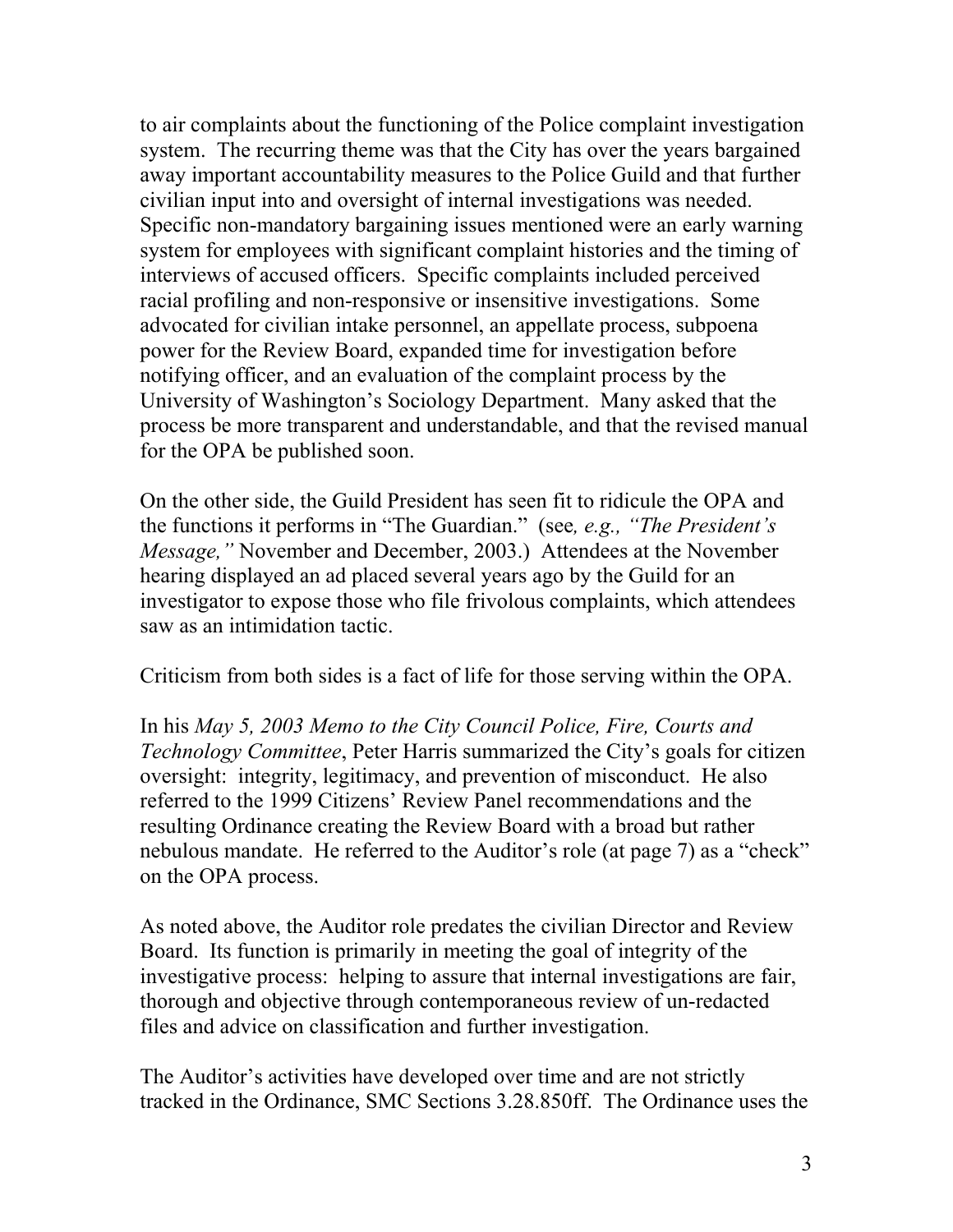to air complaints about the functioning of the Police complaint investigation system. The recurring theme was that the City has over the years bargained away important accountability measures to the Police Guild and that further civilian input into and oversight of internal investigations was needed. Specific non-mandatory bargaining issues mentioned were an early warning system for employees with significant complaint histories and the timing of interviews of accused officers. Specific complaints included perceived racial profiling and non-responsive or insensitive investigations. Some advocated for civilian intake personnel, an appellate process, subpoena power for the Review Board, expanded time for investigation before notifying officer, and an evaluation of the complaint process by the University of Washington's Sociology Department. Many asked that the process be more transparent and understandable, and that the revised manual for the OPA be published soon.

On the other side, the Guild President has seen fit to ridicule the OPA and the functions it performs in "The Guardian." (see*, e.g., "The President's Message,"* November and December, 2003.) Attendees at the November hearing displayed an ad placed several years ago by the Guild for an investigator to expose those who file frivolous complaints, which attendees saw as an intimidation tactic.

Criticism from both sides is a fact of life for those serving within the OPA.

In his *May 5, 2003 Memo to the City Council Police, Fire, Courts and Technology Committee*, Peter Harris summarized the City's goals for citizen oversight: integrity, legitimacy, and prevention of misconduct. He also referred to the 1999 Citizens' Review Panel recommendations and the resulting Ordinance creating the Review Board with a broad but rather nebulous mandate. He referred to the Auditor's role (at page 7) as a "check" on the OPA process.

As noted above, the Auditor role predates the civilian Director and Review Board. Its function is primarily in meeting the goal of integrity of the investigative process: helping to assure that internal investigations are fair, thorough and objective through contemporaneous review of un-redacted files and advice on classification and further investigation.

The Auditor's activities have developed over time and are not strictly tracked in the Ordinance, SMC Sections 3.28.850ff. The Ordinance uses the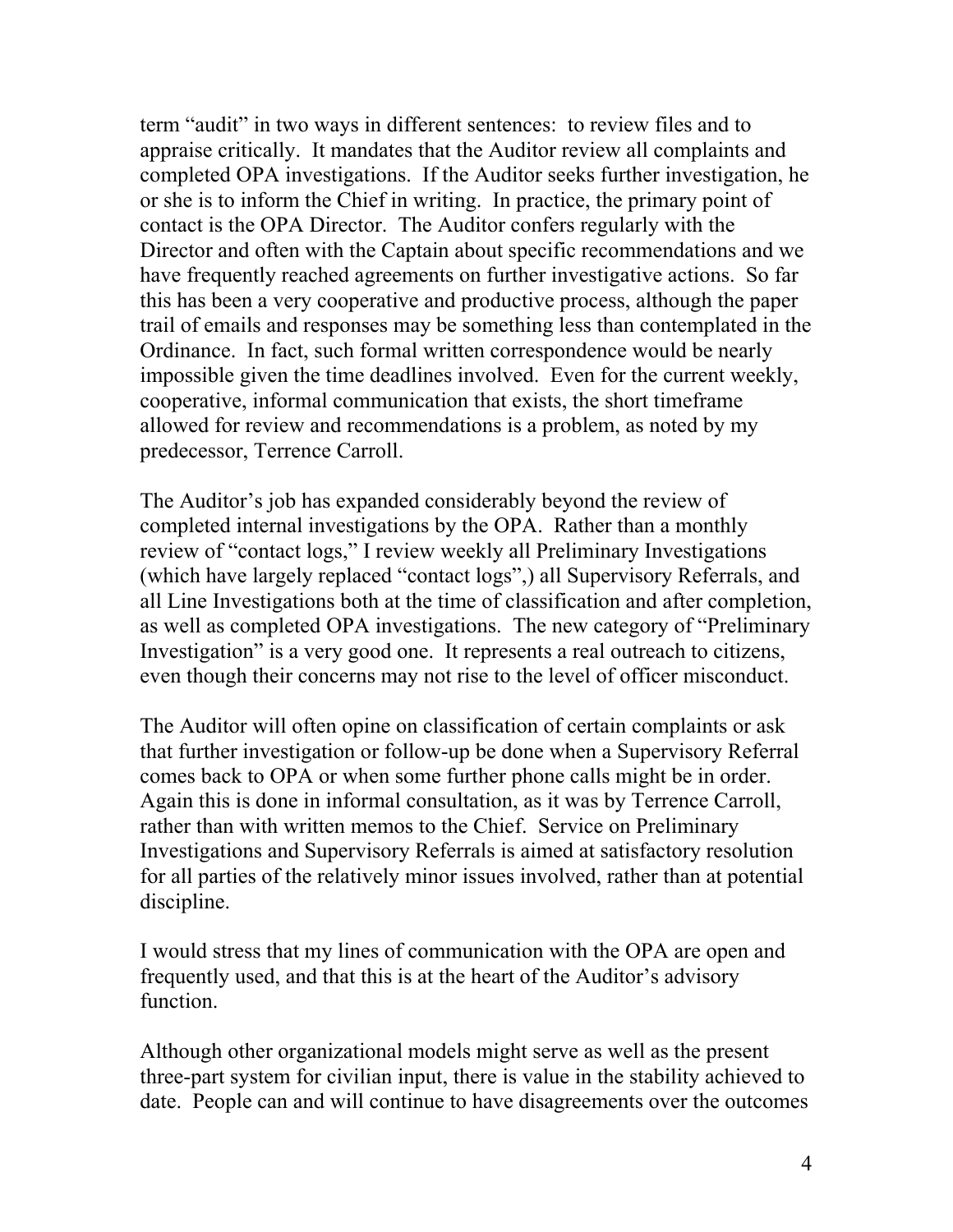term "audit" in two ways in different sentences: to review files and to appraise critically. It mandates that the Auditor review all complaints and completed OPA investigations. If the Auditor seeks further investigation, he or she is to inform the Chief in writing. In practice, the primary point of contact is the OPA Director. The Auditor confers regularly with the Director and often with the Captain about specific recommendations and we have frequently reached agreements on further investigative actions. So far this has been a very cooperative and productive process, although the paper trail of emails and responses may be something less than contemplated in the Ordinance. In fact, such formal written correspondence would be nearly impossible given the time deadlines involved. Even for the current weekly, cooperative, informal communication that exists, the short timeframe allowed for review and recommendations is a problem, as noted by my predecessor, Terrence Carroll.

The Auditor's job has expanded considerably beyond the review of completed internal investigations by the OPA. Rather than a monthly review of "contact logs," I review weekly all Preliminary Investigations (which have largely replaced "contact logs",) all Supervisory Referrals, and all Line Investigations both at the time of classification and after completion, as well as completed OPA investigations. The new category of "Preliminary Investigation" is a very good one. It represents a real outreach to citizens, even though their concerns may not rise to the level of officer misconduct.

The Auditor will often opine on classification of certain complaints or ask that further investigation or follow-up be done when a Supervisory Referral comes back to OPA or when some further phone calls might be in order. Again this is done in informal consultation, as it was by Terrence Carroll, rather than with written memos to the Chief. Service on Preliminary Investigations and Supervisory Referrals is aimed at satisfactory resolution for all parties of the relatively minor issues involved, rather than at potential discipline.

I would stress that my lines of communication with the OPA are open and frequently used, and that this is at the heart of the Auditor's advisory function.

Although other organizational models might serve as well as the present three-part system for civilian input, there is value in the stability achieved to date. People can and will continue to have disagreements over the outcomes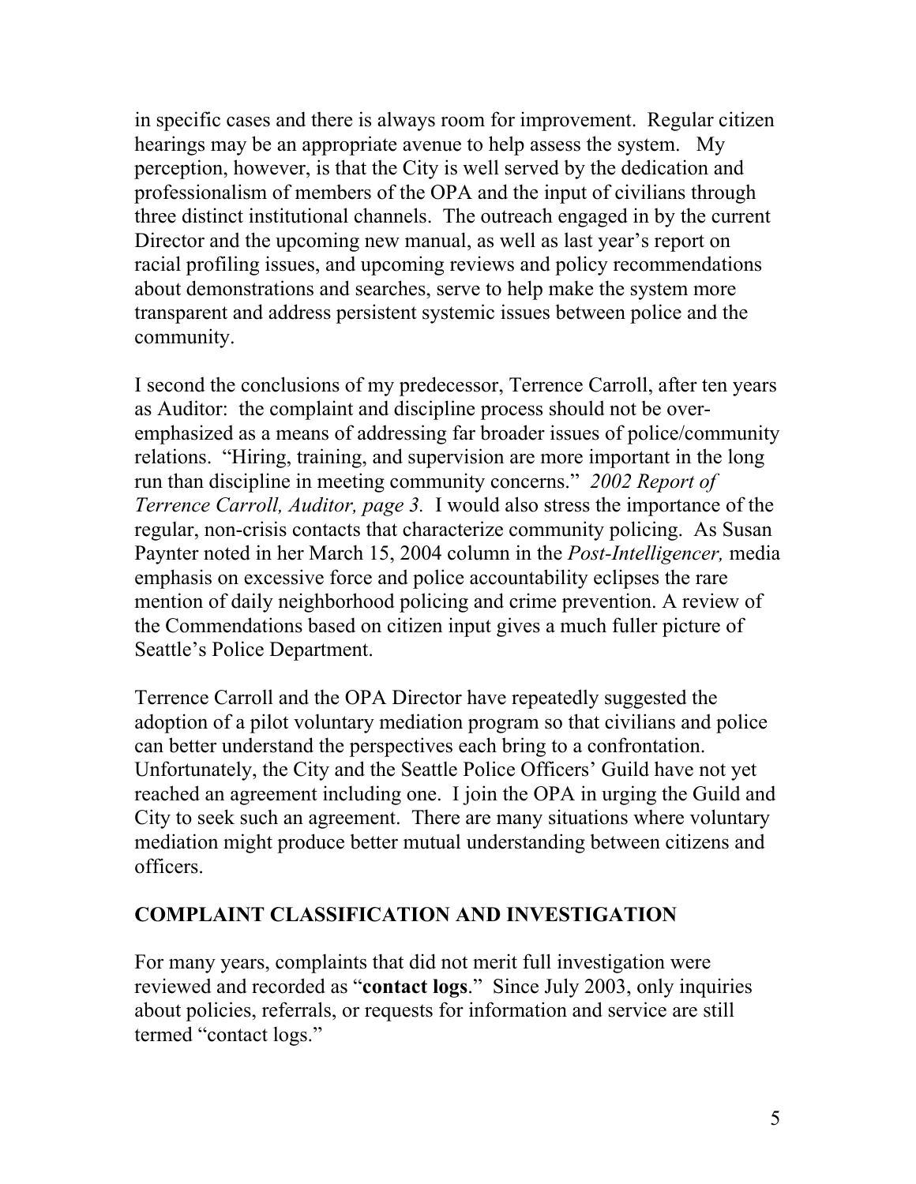in specific cases and there is always room for improvement. Regular citizen hearings may be an appropriate avenue to help assess the system. My perception, however, is that the City is well served by the dedication and professionalism of members of the OPA and the input of civilians through three distinct institutional channels. The outreach engaged in by the current Director and the upcoming new manual, as well as last year's report on racial profiling issues, and upcoming reviews and policy recommendations about demonstrations and searches, serve to help make the system more transparent and address persistent systemic issues between police and the community.

I second the conclusions of my predecessor, Terrence Carroll, after ten years as Auditor: the complaint and discipline process should not be over-emphasized as a means of addressing far broader issues of police/community relations. "Hiring, training, and supervision are more important in the long run than discipline in meeting community concerns." *2002 Report of Terrence Carroll, Auditor, page 3.* I would also stress the importance of the regular, non-crisis contacts that characterize community policing. As Susan Paynter noted in her March 15, 2004 column in the *Post-Intelligencer,* media emphasis on excessive force and police accountability eclipses the rare mention of daily neighborhood policing and crime prevention. A review of the Commendations based on citizen input gives a much fuller picture of Seattle's Police Department.

Terrence Carroll and the OPA Director have repeatedly suggested the adoption of a pilot voluntary mediation program so that civilians and police can better understand the perspectives each bring to a confrontation. Unfortunately, the City and the Seattle Police Officers' Guild have not yet reached an agreement including one. I join the OPA in urging the Guild and City to seek such an agreement. There are many situations where voluntary mediation might produce better mutual understanding between citizens and officers.

## COMPLAINT CLASSIFICATION AND INVESTIGATION

For many years, complaints that did not merit full investigation were reviewed and recorded as "**contact logs**." Since July 2003, only inquiries about policies, referrals, or requests for information and service are still termed "contact logs."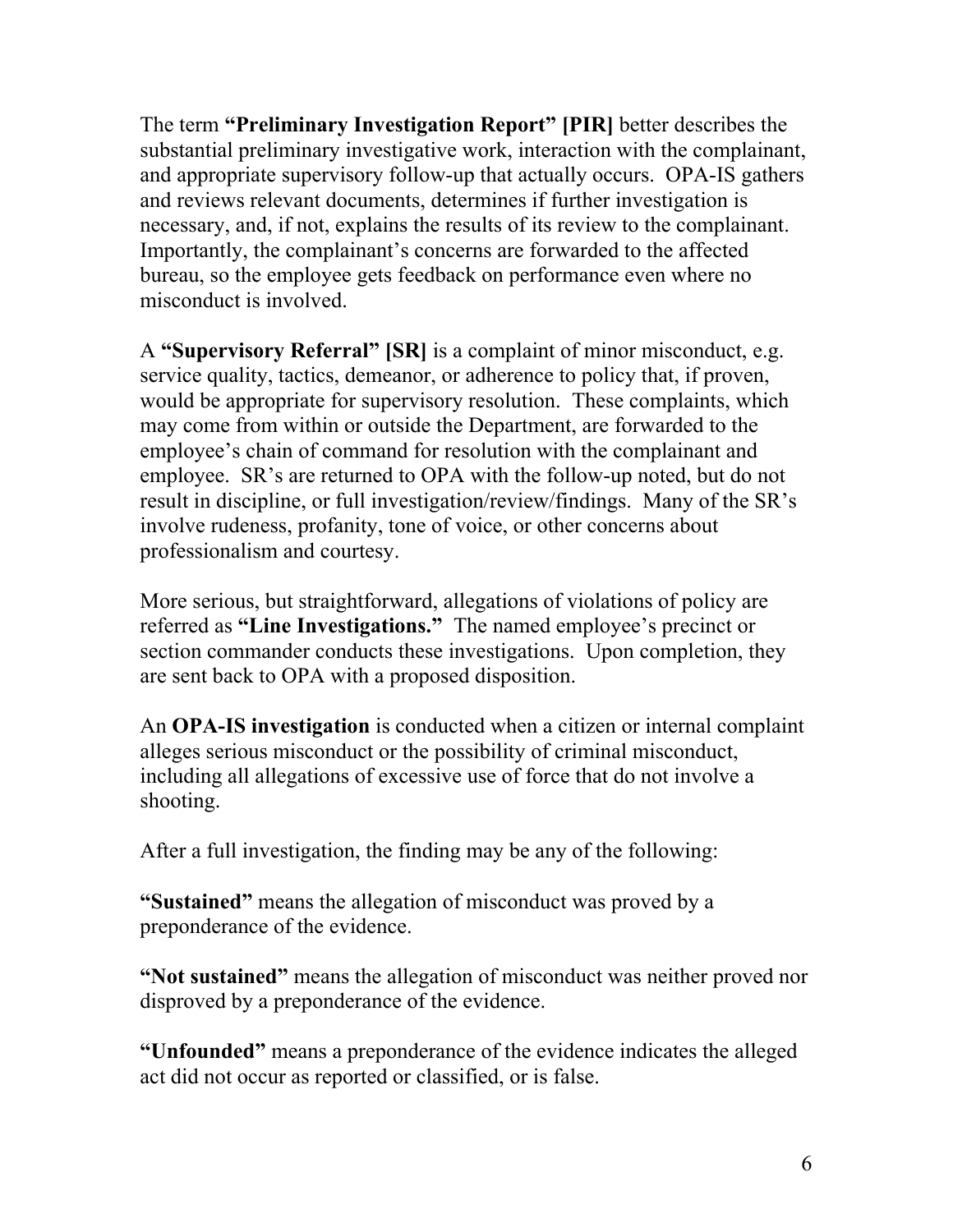The term **"Preliminary Investigation Report" [PIR]** better describes the substantial preliminary investigative work, interaction with the complainant, and appropriate supervisory follow-up that actually occurs. OPA-IS gathers and reviews relevant documents, determines if further investigation is necessary, and, if not, explains the results of its review to the complainant. Importantly, the complainant's concerns are forwarded to the affected bureau, so the employee gets feedback on performance even where no misconduct is involved.

A **"Supervisory Referral" [SR]** is a complaint of minor misconduct, e.g. service quality, tactics, demeanor, or adherence to policy that, if proven, would be appropriate for supervisory resolution. These complaints, which may come from within or outside the Department, are forwarded to the employee's chain of command for resolution with the complainant and employee. SR's are returned to OPA with the follow-up noted, but do not result in discipline, or full investigation/review/findings. Many of the SR's involve rudeness, profanity, tone of voice, or other concerns about professionalism and courtesy.

More serious, but straightforward, allegations of violations of policy are referred as **"Line Investigations."** The named employee's precinct or section commander conducts these investigations. Upon completion, they are sent back to OPA with a proposed disposition.

An **OPA-IS investigation** is conducted when a citizen or internal complaint alleges serious misconduct or the possibility of criminal misconduct, including all allegations of excessive use of force that do not involve a shooting.

After a full investigation, the finding may be any of the following:

**"Sustained"** means the allegation of misconduct was proved by a preponderance of the evidence.

**"Not sustained"** means the allegation of misconduct was neither proved nor disproved by a preponderance of the evidence.

**"Unfounded"** means a preponderance of the evidence indicates the alleged act did not occur as reported or classified, or is false.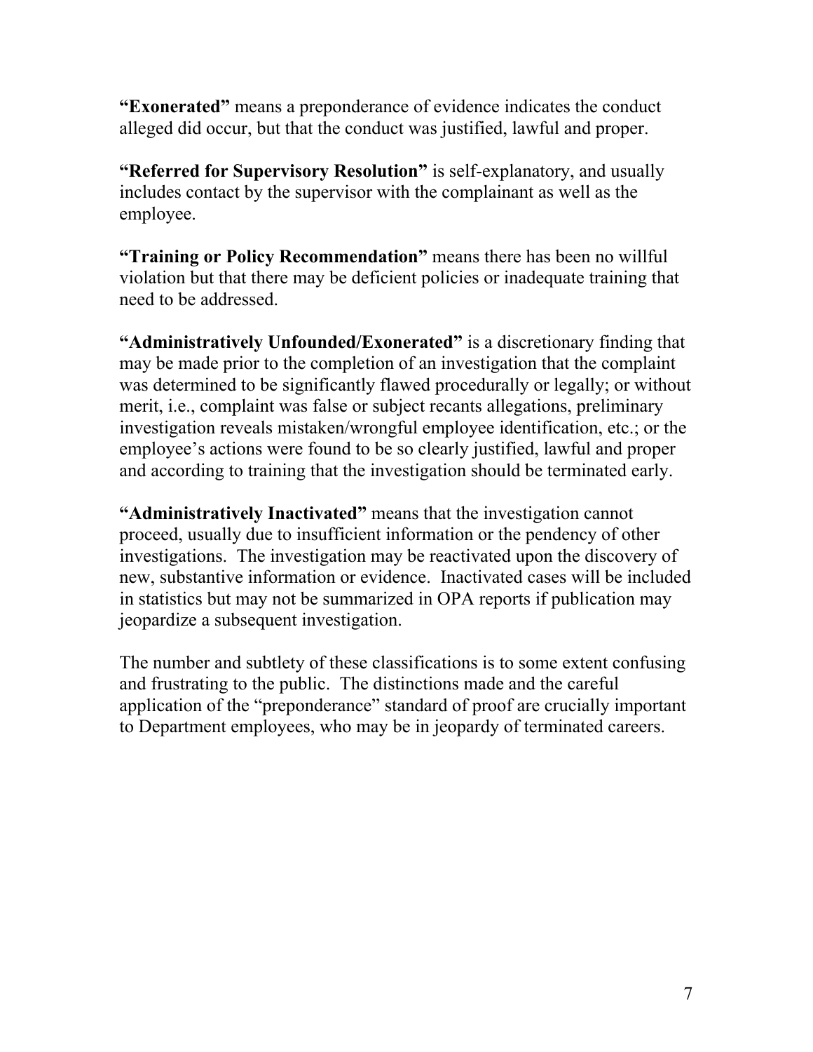**“Exonerated”** means a preponderance of evidence indicates the conduct alleged did occur, but that the conduct was justified, lawful and proper.

**“Referred for Supervisory Resolution”** is self-explanatory, and usually includes contact by the supervisor with the complainant as well as the employee.

**“Training or Policy Recommendation”** means there has been no willful violation but that there may be deficient policies or inadequate training that need to be addressed.

**“Administratively Unfounded/Exonerated”** is a discretionary finding that may be made prior to the completion of an investigation that the complaint was determined to be significantly flawed procedurally or legally; or without merit, i.e., complaint was false or subject recants allegations, preliminary investigation reveals mistaken/wrongful employee identification, etc.; or the employee’s actions were found to be so clearly justified, lawful and proper and according to training that the investigation should be terminated early.

**“Administratively Inactivated”** means that the investigation cannot proceed, usually due to insufficient information or the pendency of other investigations. The investigation may be reactivated upon the discovery of new, substantive information or evidence. Inactivated cases will be included in statistics but may not be summarized in OPA reports if publication may jeopardize a subsequent investigation.

The number and subtlety of these classifications is to some extent confusing and frustrating to the public. The distinctions made and the careful application of the “preponderance” standard of proof are crucially important to Department employees, who may be in jeopardy of terminated careers.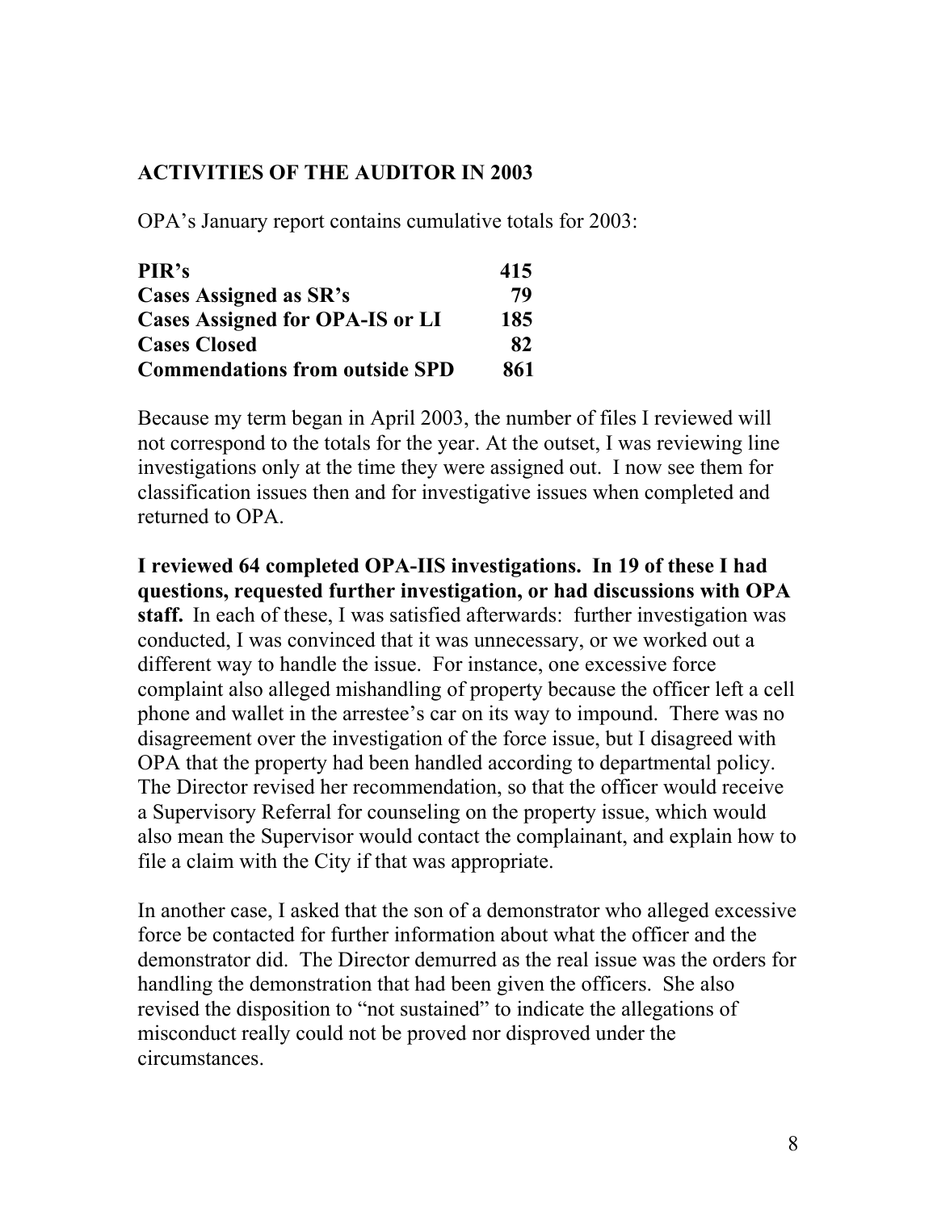## ACTIVITIES OF THE AUDITOR IN 2003

OPA's January report contains cumulative totals for 2003:

| | |
|---|---|
| **PIR's** | **415** |
| **Cases Assigned as SR's** | **79** |
| **Cases Assigned for OPA-IS or LI** | **185** |
| **Cases Closed** | **82** |
| **Commendations from outside SPD** | **861** |

Because my term began in April 2003, the number of files I reviewed will not correspond to the totals for the year. At the outset, I was reviewing line investigations only at the time they were assigned out. I now see them for classification issues then and for investigative issues when completed and returned to OPA.

**I reviewed 64 completed OPA-IIS investigations. In 19 of these I had questions, requested further investigation, or had discussions with OPA staff.** In each of these, I was satisfied afterwards: further investigation was conducted, I was convinced that it was unnecessary, or we worked out a different way to handle the issue. For instance, one excessive force complaint also alleged mishandling of property because the officer left a cell phone and wallet in the arrestee's car on its way to impound. There was no disagreement over the investigation of the force issue, but I disagreed with OPA that the property had been handled according to departmental policy. The Director revised her recommendation, so that the officer would receive a Supervisory Referral for counseling on the property issue, which would also mean the Supervisor would contact the complainant, and explain how to file a claim with the City if that was appropriate.

In another case, I asked that the son of a demonstrator who alleged excessive force be contacted for further information about what the officer and the demonstrator did. The Director demurred as the real issue was the orders for handling the demonstration that had been given the officers. She also revised the disposition to "not sustained" to indicate the allegations of misconduct really could not be proved nor disproved under the circumstances.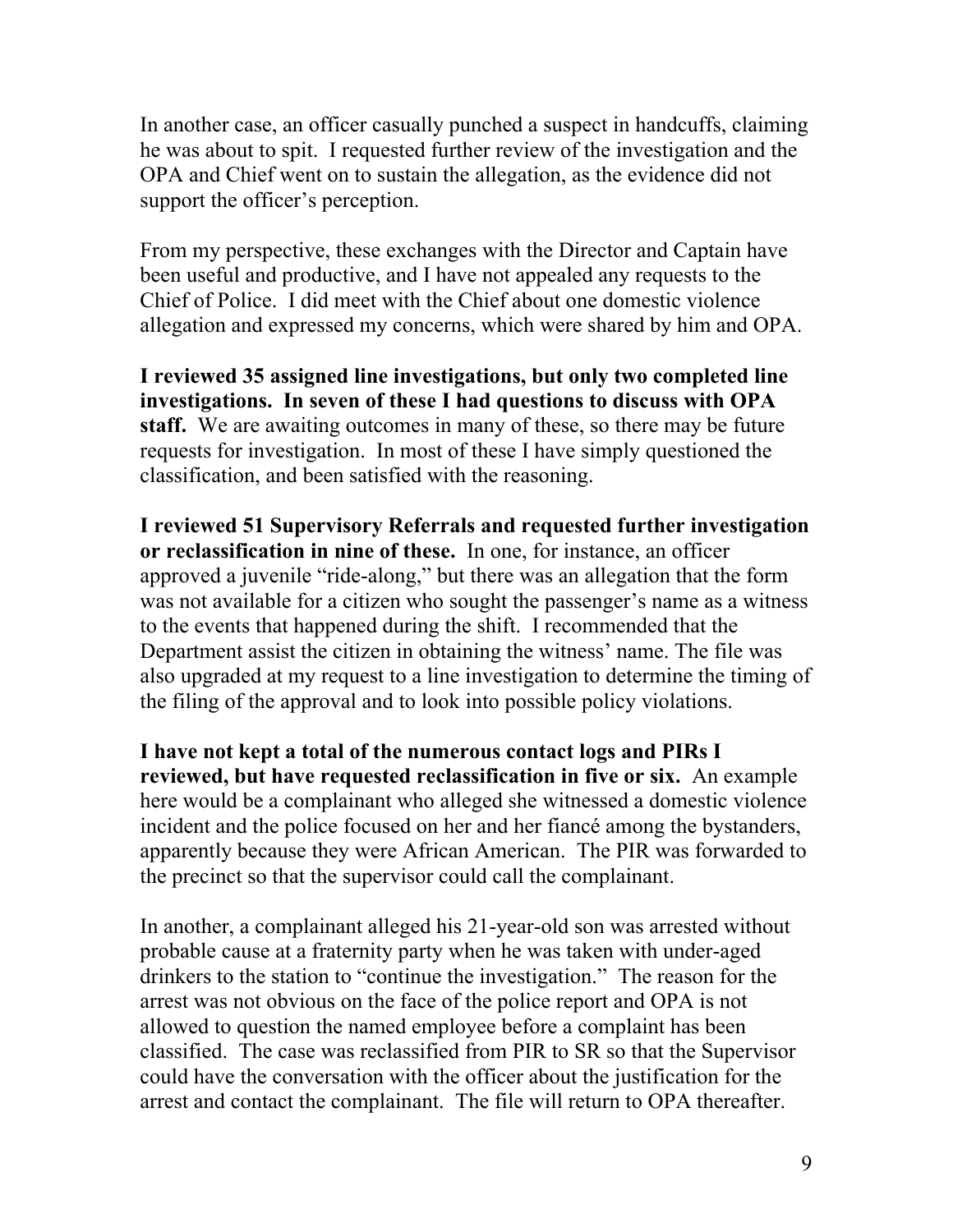In another case, an officer casually punched a suspect in handcuffs, claiming he was about to spit. I requested further review of the investigation and the OPA and Chief went on to sustain the allegation, as the evidence did not support the officer's perception.

From my perspective, these exchanges with the Director and Captain have been useful and productive, and I have not appealed any requests to the Chief of Police. I did meet with the Chief about one domestic violence allegation and expressed my concerns, which were shared by him and OPA.

**I reviewed 35 assigned line investigations, but only two completed line investigations. In seven of these I had questions to discuss with OPA staff.** We are awaiting outcomes in many of these, so there may be future requests for investigation. In most of these I have simply questioned the classification, and been satisfied with the reasoning.

**I reviewed 51 Supervisory Referrals and requested further investigation or reclassification in nine of these.** In one, for instance, an officer approved a juvenile "ride-along," but there was an allegation that the form was not available for a citizen who sought the passenger's name as a witness to the events that happened during the shift. I recommended that the Department assist the citizen in obtaining the witness' name. The file was also upgraded at my request to a line investigation to determine the timing of the filing of the approval and to look into possible policy violations.

**I have not kept a total of the numerous contact logs and PIRs I reviewed, but have requested reclassification in five or six.** An example here would be a complainant who alleged she witnessed a domestic violence incident and the police focused on her and her fiancé among the bystanders, apparently because they were African American. The PIR was forwarded to the precinct so that the supervisor could call the complainant.

In another, a complainant alleged his 21-year-old son was arrested without probable cause at a fraternity party when he was taken with under-aged drinkers to the station to "continue the investigation." The reason for the arrest was not obvious on the face of the police report and OPA is not allowed to question the named employee before a complaint has been classified. The case was reclassified from PIR to SR so that the Supervisor could have the conversation with the officer about the justification for the arrest and contact the complainant. The file will return to OPA thereafter.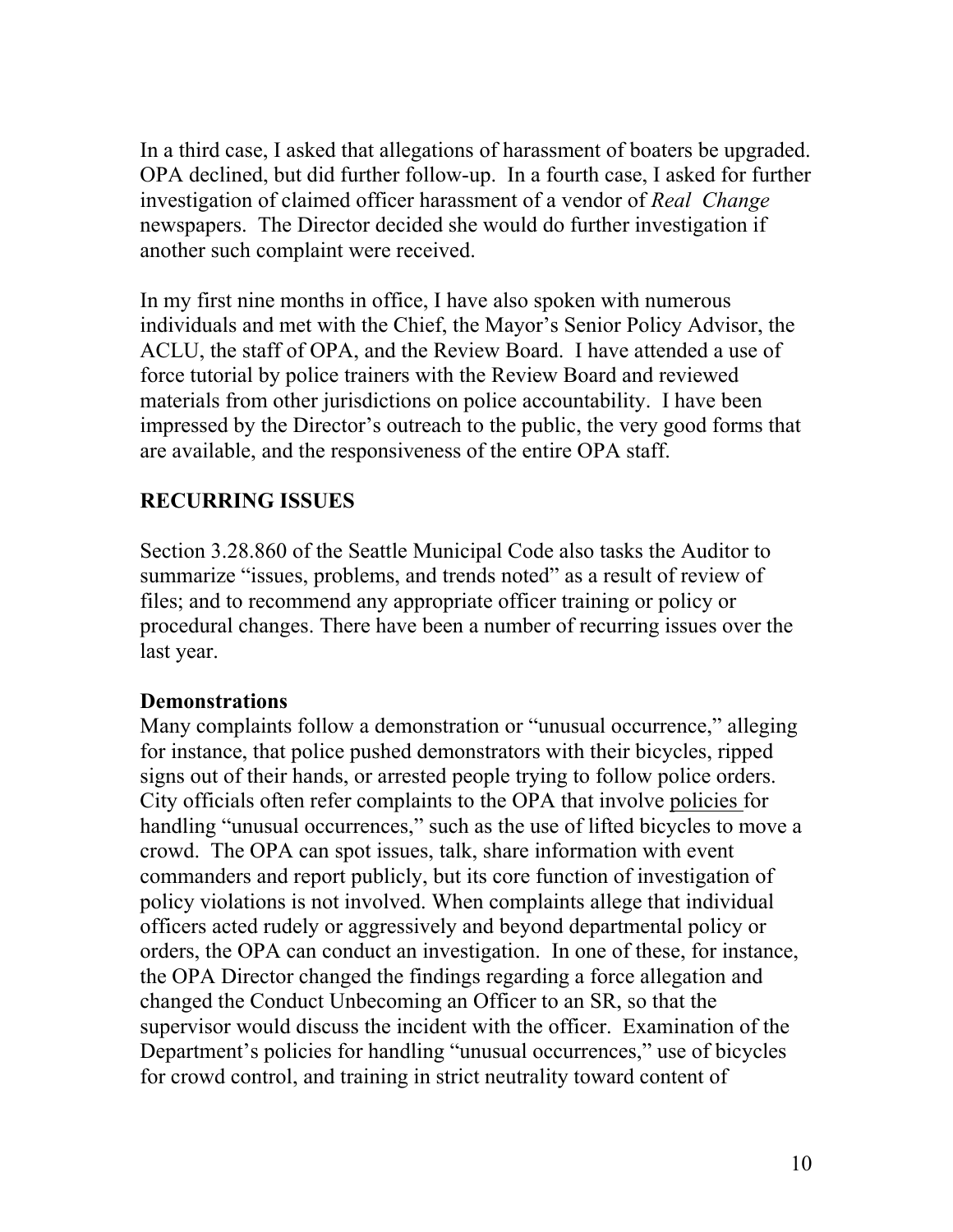In a third case, I asked that allegations of harassment of boaters be upgraded. OPA declined, but did further follow-up. In a fourth case, I asked for further investigation of claimed officer harassment of a vendor of *Real Change* newspapers. The Director decided she would do further investigation if another such complaint were received.

In my first nine months in office, I have also spoken with numerous individuals and met with the Chief, the Mayor's Senior Policy Advisor, the ACLU, the staff of OPA, and the Review Board. I have attended a use of force tutorial by police trainers with the Review Board and reviewed materials from other jurisdictions on police accountability. I have been impressed by the Director's outreach to the public, the very good forms that are available, and the responsiveness of the entire OPA staff.

## RECURRING ISSUES

Section 3.28.860 of the Seattle Municipal Code also tasks the Auditor to summarize "issues, problems, and trends noted" as a result of review of files; and to recommend any appropriate officer training or policy or procedural changes. There have been a number of recurring issues over the last year.

### Demonstrations

Many complaints follow a demonstration or "unusual occurrence," alleging for instance, that police pushed demonstrators with their bicycles, ripped signs out of their hands, or arrested people trying to follow police orders. City officials often refer complaints to the OPA that involve <u>policies</u> for handling "unusual occurrences," such as the use of lifted bicycles to move a crowd. The OPA can spot issues, talk, share information with event commanders and report publicly, but its core function of investigation of policy violations is not involved. When complaints allege that individual officers acted rudely or aggressively and beyond departmental policy or orders, the OPA can conduct an investigation. In one of these, for instance, the OPA Director changed the findings regarding a force allegation and changed the Conduct Unbecoming an Officer to an SR, so that the supervisor would discuss the incident with the officer. Examination of the Department's policies for handling "unusual occurrences," use of bicycles for crowd control, and training in strict neutrality toward content of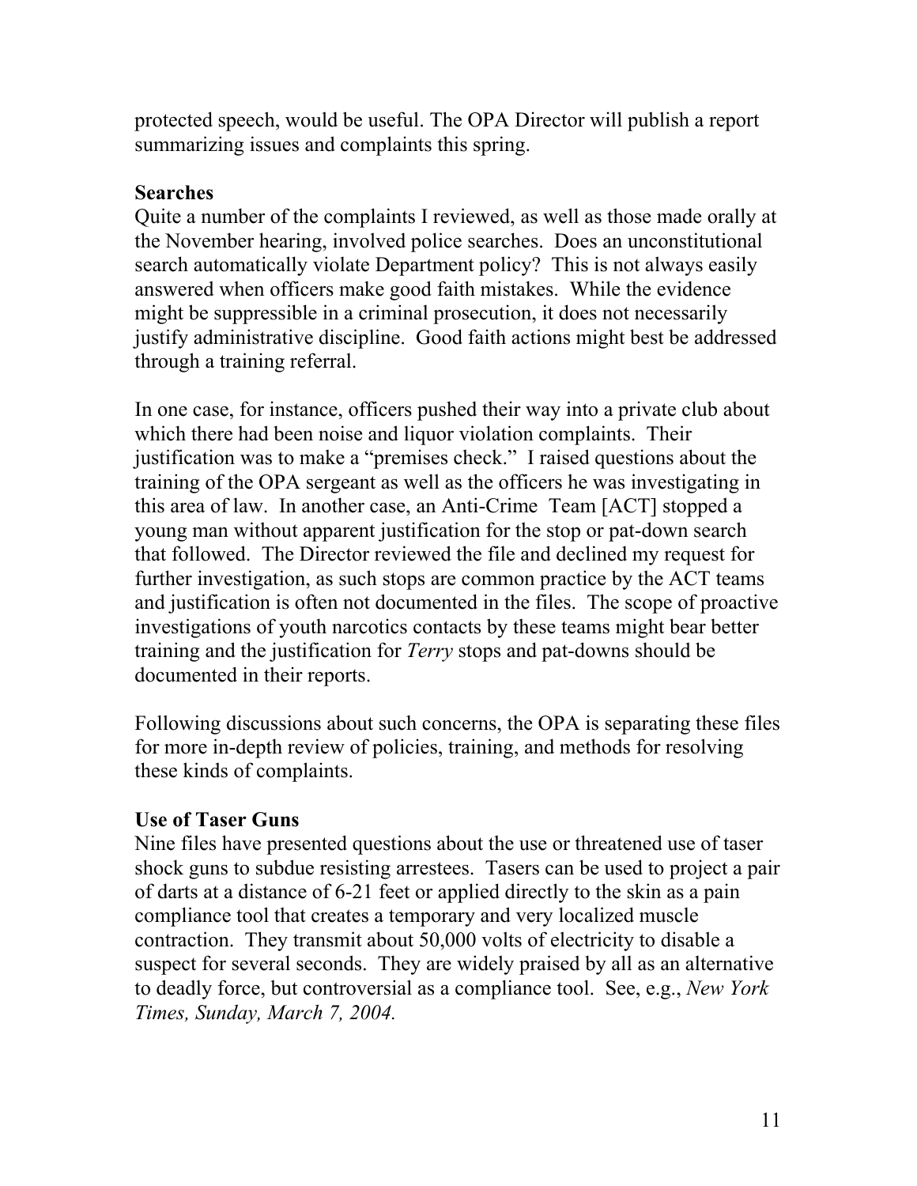protected speech, would be useful. The OPA Director will publish a report summarizing issues and complaints this spring.

**Searches**

Quite a number of the complaints I reviewed, as well as those made orally at the November hearing, involved police searches. Does an unconstitutional search automatically violate Department policy? This is not always easily answered when officers make good faith mistakes. While the evidence might be suppressible in a criminal prosecution, it does not necessarily justify administrative discipline. Good faith actions might best be addressed through a training referral.

In one case, for instance, officers pushed their way into a private club about which there had been noise and liquor violation complaints. Their justification was to make a "premises check." I raised questions about the training of the OPA sergeant as well as the officers he was investigating in this area of law. In another case, an Anti-Crime Team [ACT] stopped a young man without apparent justification for the stop or pat-down search that followed. The Director reviewed the file and declined my request for further investigation, as such stops are common practice by the ACT teams and justification is often not documented in the files. The scope of proactive investigations of youth narcotics contacts by these teams might bear better training and the justification for *Terry* stops and pat-downs should be documented in their reports.

Following discussions about such concerns, the OPA is separating these files for more in-depth review of policies, training, and methods for resolving these kinds of complaints.

**Use of Taser Guns**

Nine files have presented questions about the use or threatened use of taser shock guns to subdue resisting arrestees. Tasers can be used to project a pair of darts at a distance of 6-21 feet or applied directly to the skin as a pain compliance tool that creates a temporary and very localized muscle contraction. They transmit about 50,000 volts of electricity to disable a suspect for several seconds. They are widely praised by all as an alternative to deadly force, but controversial as a compliance tool. See, e.g., *New York Times, Sunday, March 7, 2004.*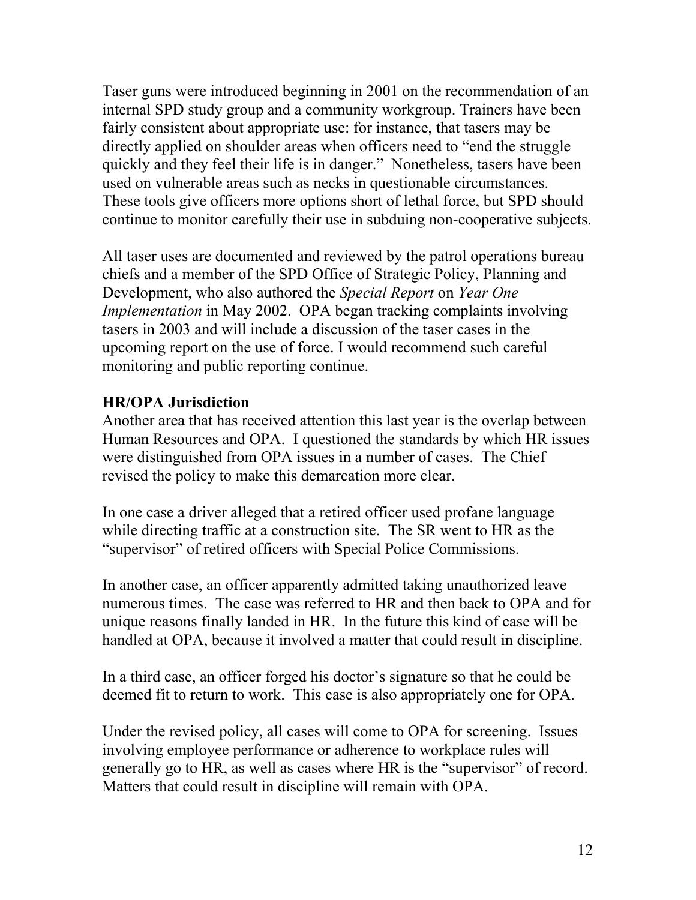Taser guns were introduced beginning in 2001 on the recommendation of an internal SPD study group and a community workgroup. Trainers have been fairly consistent about appropriate use: for instance, that tasers may be directly applied on shoulder areas when officers need to "end the struggle quickly and they feel their life is in danger." Nonetheless, tasers have been used on vulnerable areas such as necks in questionable circumstances. These tools give officers more options short of lethal force, but SPD should continue to monitor carefully their use in subduing non-cooperative subjects.

All taser uses are documented and reviewed by the patrol operations bureau chiefs and a member of the SPD Office of Strategic Policy, Planning and Development, who also authored the *Special Report* on *Year One Implementation* in May 2002. OPA began tracking complaints involving tasers in 2003 and will include a discussion of the taser cases in the upcoming report on the use of force. I would recommend such careful monitoring and public reporting continue.

**HR/OPA Jurisdiction**

Another area that has received attention this last year is the overlap between Human Resources and OPA. I questioned the standards by which HR issues were distinguished from OPA issues in a number of cases. The Chief revised the policy to make this demarcation more clear.

In one case a driver alleged that a retired officer used profane language while directing traffic at a construction site. The SR went to HR as the "supervisor" of retired officers with Special Police Commissions.

In another case, an officer apparently admitted taking unauthorized leave numerous times. The case was referred to HR and then back to OPA and for unique reasons finally landed in HR. In the future this kind of case will be handled at OPA, because it involved a matter that could result in discipline.

In a third case, an officer forged his doctor's signature so that he could be deemed fit to return to work. This case is also appropriately one for OPA.

Under the revised policy, all cases will come to OPA for screening. Issues involving employee performance or adherence to workplace rules will generally go to HR, as well as cases where HR is the "supervisor" of record. Matters that could result in discipline will remain with OPA.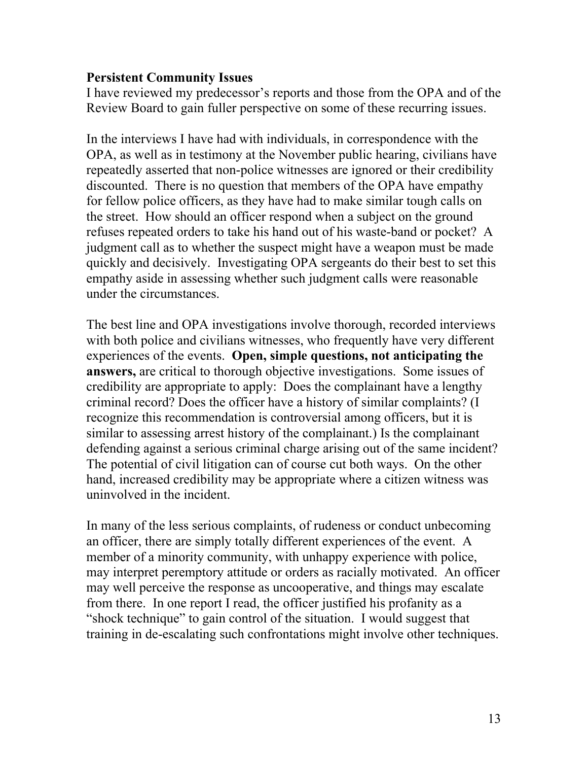**Persistent Community Issues**

I have reviewed my predecessor's reports and those from the OPA and of the Review Board to gain fuller perspective on some of these recurring issues.

In the interviews I have had with individuals, in correspondence with the OPA, as well as in testimony at the November public hearing, civilians have repeatedly asserted that non-police witnesses are ignored or their credibility discounted. There is no question that members of the OPA have empathy for fellow police officers, as they have had to make similar tough calls on the street. How should an officer respond when a subject on the ground refuses repeated orders to take his hand out of his waste-band or pocket? A judgment call as to whether the suspect might have a weapon must be made quickly and decisively. Investigating OPA sergeants do their best to set this empathy aside in assessing whether such judgment calls were reasonable under the circumstances.

The best line and OPA investigations involve thorough, recorded interviews with both police and civilians witnesses, who frequently have very different experiences of the events. **Open, simple questions, not anticipating the answers,** are critical to thorough objective investigations. Some issues of credibility are appropriate to apply: Does the complainant have a lengthy criminal record? Does the officer have a history of similar complaints? (I recognize this recommendation is controversial among officers, but it is similar to assessing arrest history of the complainant.) Is the complainant defending against a serious criminal charge arising out of the same incident? The potential of civil litigation can of course cut both ways. On the other hand, increased credibility may be appropriate where a citizen witness was uninvolved in the incident.

In many of the less serious complaints, of rudeness or conduct unbecoming an officer, there are simply totally different experiences of the event. A member of a minority community, with unhappy experience with police, may interpret peremptory attitude or orders as racially motivated. An officer may well perceive the response as uncooperative, and things may escalate from there. In one report I read, the officer justified his profanity as a "shock technique" to gain control of the situation. I would suggest that training in de-escalating such confrontations might involve other techniques.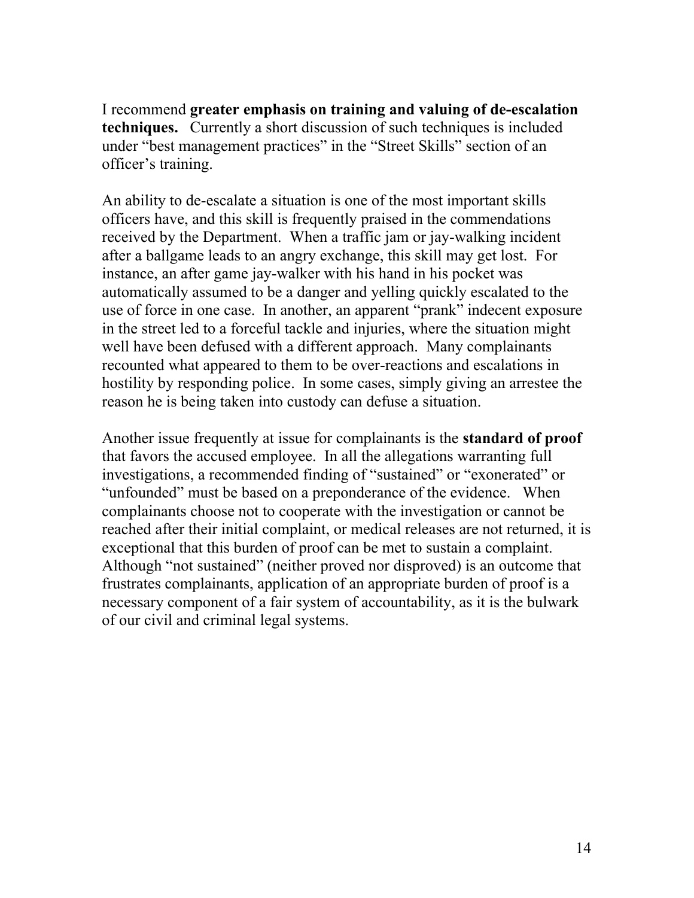I recommend **greater emphasis on training and valuing of de-escalation techniques.** Currently a short discussion of such techniques is included under "best management practices" in the "Street Skills" section of an officer's training.

An ability to de-escalate a situation is one of the most important skills officers have, and this skill is frequently praised in the commendations received by the Department. When a traffic jam or jay-walking incident after a ballgame leads to an angry exchange, this skill may get lost. For instance, an after game jay-walker with his hand in his pocket was automatically assumed to be a danger and yelling quickly escalated to the use of force in one case. In another, an apparent "prank" indecent exposure in the street led to a forceful tackle and injuries, where the situation might well have been defused with a different approach. Many complainants recounted what appeared to them to be over-reactions and escalations in hostility by responding police. In some cases, simply giving an arrestee the reason he is being taken into custody can defuse a situation.

Another issue frequently at issue for complainants is the **standard of proof** that favors the accused employee. In all the allegations warranting full investigations, a recommended finding of "sustained" or "exonerated" or "unfounded" must be based on a preponderance of the evidence. When complainants choose not to cooperate with the investigation or cannot be reached after their initial complaint, or medical releases are not returned, it is exceptional that this burden of proof can be met to sustain a complaint. Although "not sustained" (neither proved nor disproved) is an outcome that frustrates complainants, application of an appropriate burden of proof is a necessary component of a fair system of accountability, as it is the bulwark of our civil and criminal legal systems.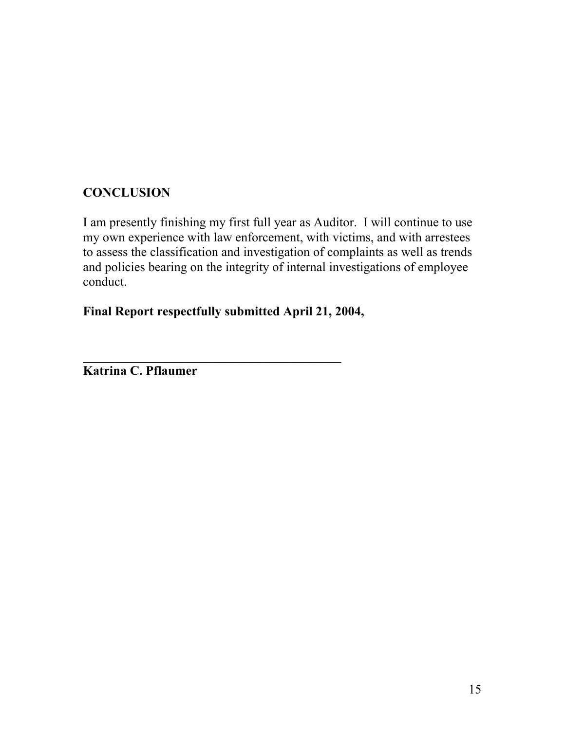## CONCLUSION

I am presently finishing my first full year as Auditor. I will continue to use my own experience with law enforcement, with victims, and with arrestees to assess the classification and investigation of complaints as well as trends and policies bearing on the integrity of internal investigations of employee conduct.

**Final Report respectfully submitted April 21, 2004,**

**\_\_\_\_\_\_\_\_\_\_\_\_\_\_\_\_\_\_\_\_\_\_\_\_\_\_\_\_\_\_\_\_\_\_\_\_\_\_\_\_**

**Katrina C. Pflaumer**